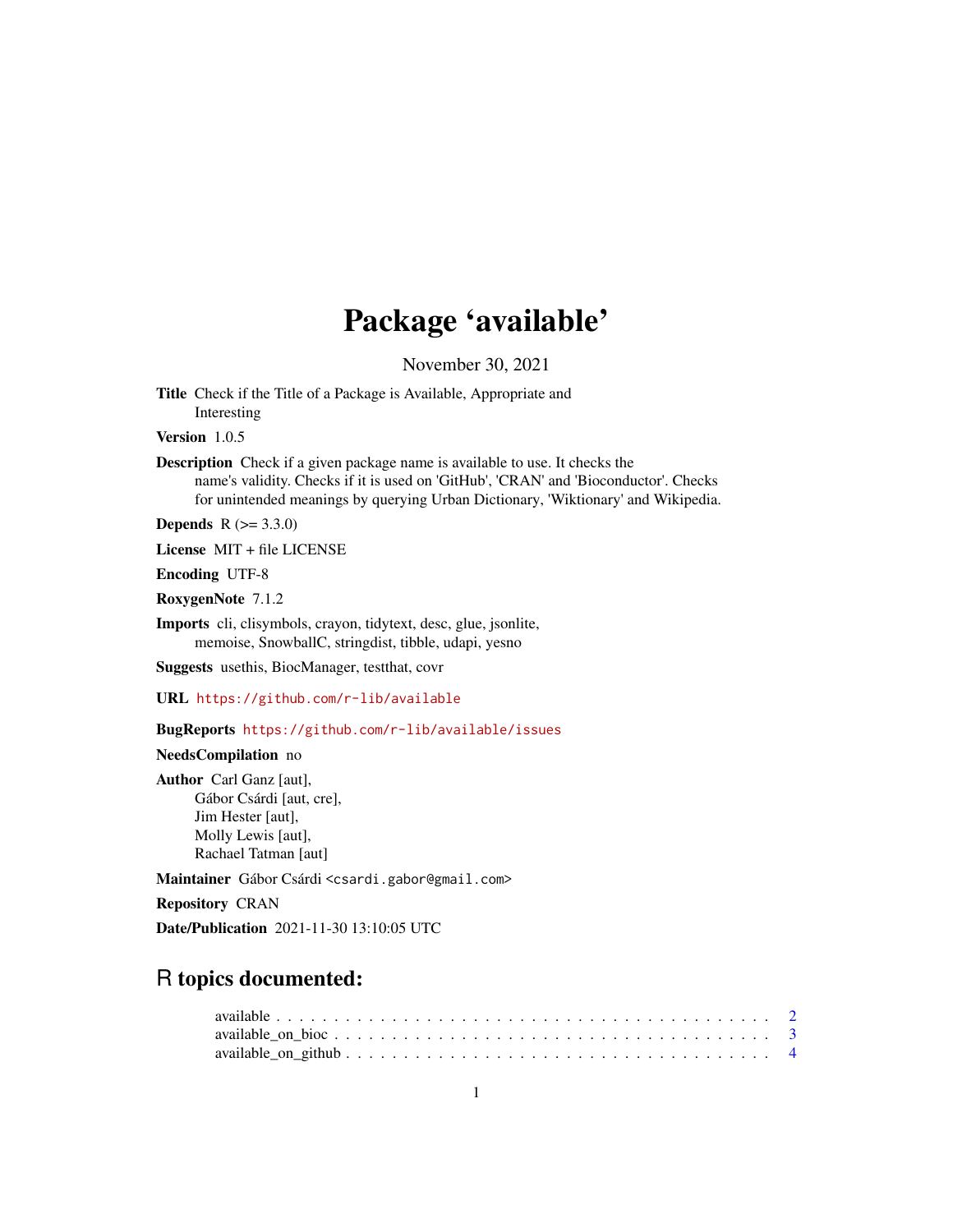# Package 'available'

November 30, 2021

**Title** Check if the Title of a Package is Available, Appropriate and Interesting

**Version** 1.0.5

**Description** Check if a given package name is available to use. It checks the name's validity. Checks if it is used on 'GitHub', 'CRAN' and 'Bioconductor'. Checks for unintended meanings by querying Urban Dictionary, 'Wiktionary' and Wikipedia.

**Depends** R (>= 3.3.0)

**License** MIT + file LICENSE

**Encoding** UTF-8

**RoxygenNote** 7.1.2

**Imports** cli, clisymbols, crayon, tidytext, desc, glue, jsonlite, memoise, SnowballC, stringdist, tibble, udapi, yesno

**Suggests** usethis, BiocManager, testthat, covr

**URL** https://github.com/r-lib/available

**BugReports** https://github.com/r-lib/available/issues

**NeedsCompilation** no

**Author** Carl Ganz [aut],
Gábor Csárdi [aut, cre],
Jim Hester [aut],
Molly Lewis [aut],
Rachael Tatman [aut]

**Maintainer** Gábor Csárdi <csardi.gabor@gmail.com>

**Repository** CRAN

**Date/Publication** 2021-11-30 13:10:05 UTC

## R topics documented:

available . . . . . . . . . . . . . . . . . . . . . . . . . . . . . . . . . . . . . . . . . 2
available_on_bioc . . . . . . . . . . . . . . . . . . . . . . . . . . . . . . . . . . . . . 3
available_on_github . . . . . . . . . . . . . . . . . . . . . . . . . . . . . . . . . . . . 4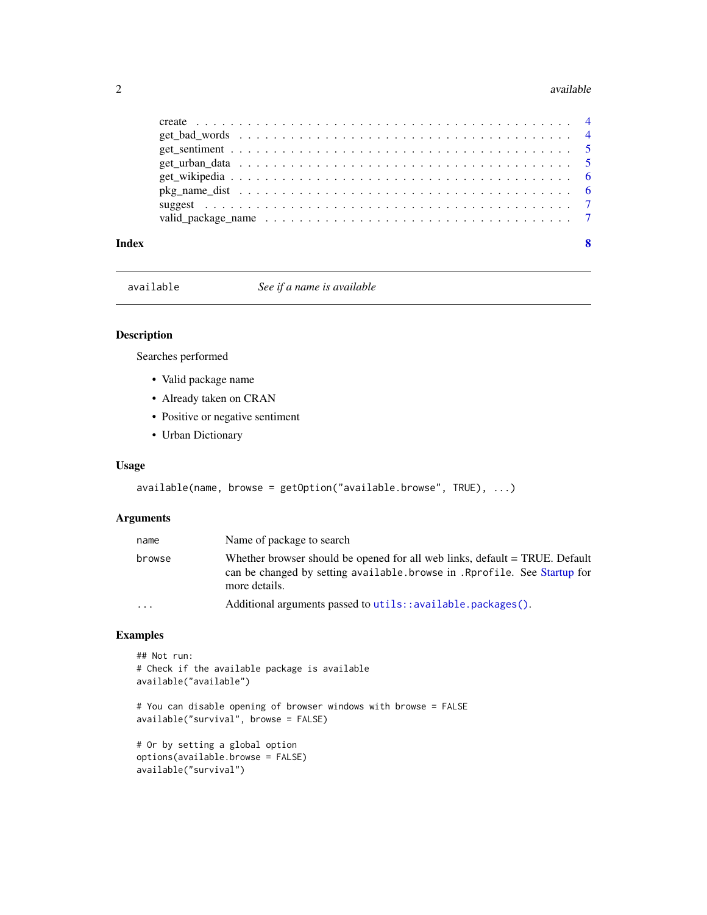create . . . . . . . . . . . . . . . . . . . . . . . . . . . . . . . . . . . . . . . 4
get_bad_words . . . . . . . . . . . . . . . . . . . . . . . . . . . . . . . . . . . 4
get_sentiment . . . . . . . . . . . . . . . . . . . . . . . . . . . . . . . . . . . 5
get_urban_data . . . . . . . . . . . . . . . . . . . . . . . . . . . . . . . . . . 5
get_wikipedia . . . . . . . . . . . . . . . . . . . . . . . . . . . . . . . . . . . 6
pkg_name_dist . . . . . . . . . . . . . . . . . . . . . . . . . . . . . . . . . . . 6
suggest . . . . . . . . . . . . . . . . . . . . . . . . . . . . . . . . . . . . . . 7
valid_package_name . . . . . . . . . . . . . . . . . . . . . . . . . . . . . . . . 7

**Index** **8**

---

`available` *See if a name is available*

---

## Description

Searches performed

- Valid package name
- Already taken on CRAN
- Positive or negative sentiment
- Urban Dictionary

## Usage

```
available(name, browse = getOption("available.browse", TRUE), ...)
```

## Arguments

| | |
|---|---|
| `name` | Name of package to search |
| `browse` | Whether browser should be opened for all web links, default = TRUE. Default can be changed by setting `available.browse` in `.Rprofile`. See Startup for more details. |
| `...` | Additional arguments passed to `utils::available.packages()`. |

## Examples

```
## Not run:
# Check if the available package is available
available("available")

# You can disable opening of browser windows with browse = FALSE
available("survival", browse = FALSE)

# Or by setting a global option
options(available.browse = FALSE)
available("survival")
```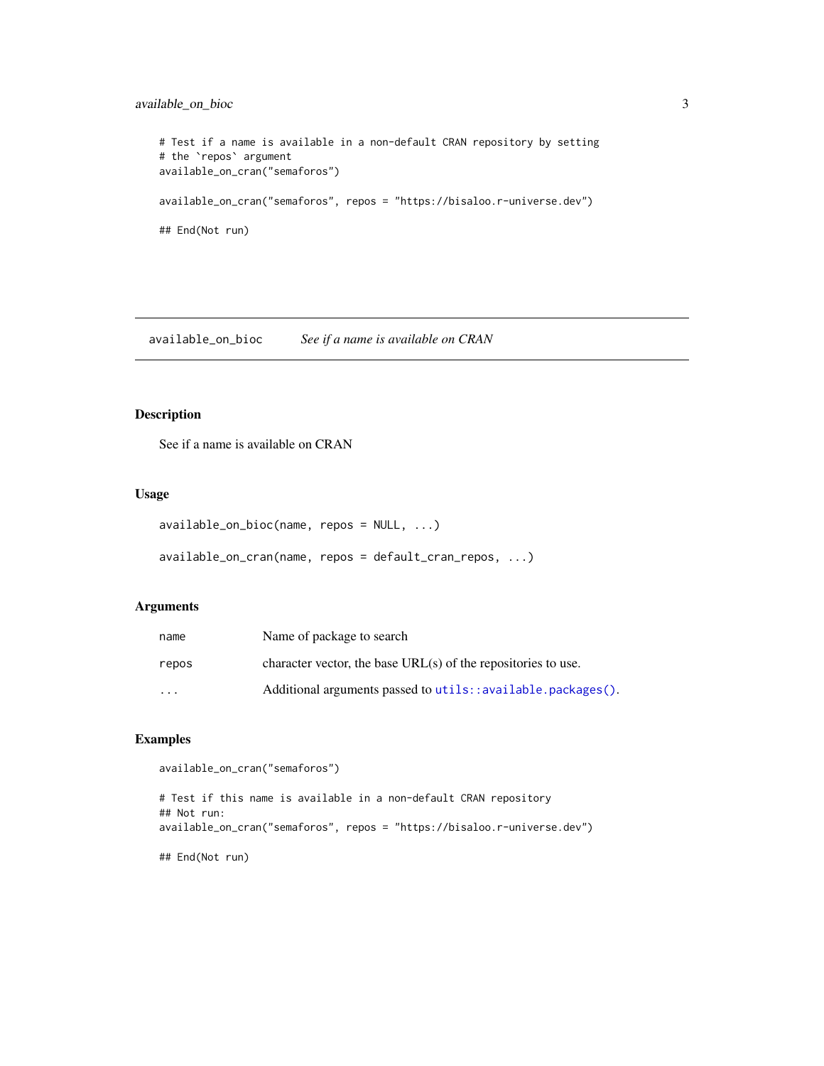```
# Test if a name is available in a non-default CRAN repository by setting
# the `repos` argument
available_on_cran("semaforos")

available_on_cran("semaforos", repos = "https://bisaloo.r-universe.dev")

## End(Not run)
```

---

## available_on_bioc *See if a name is available on CRAN*

### Description

See if a name is available on CRAN

### Usage

```
available_on_bioc(name, repos = NULL, ...)

available_on_cran(name, repos = default_cran_repos, ...)
```

### Arguments

| | |
|---|---|
| name | Name of package to search |
| repos | character vector, the base URL(s) of the repositories to use. |
| ... | Additional arguments passed to `utils::available.packages()`. |

### Examples

```
available_on_cran("semaforos")

# Test if this name is available in a non-default CRAN repository
## Not run:
available_on_cran("semaforos", repos = "https://bisaloo.r-universe.dev")

## End(Not run)
```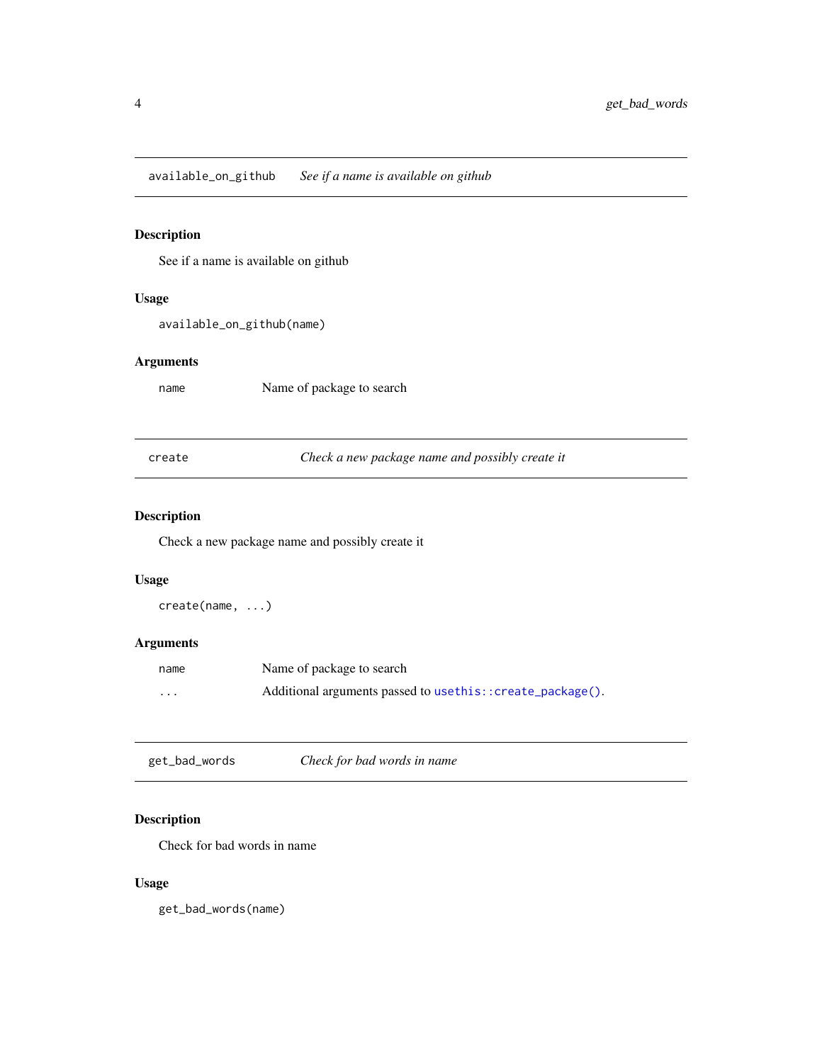## `available_on_github` *See if a name is available on github*

### Description

See if a name is available on github

### Usage

```
available_on_github(name)
```

### Arguments

| | |
|---|---|
| `name` | Name of package to search |

## `create` *Check a new package name and possibly create it*

### Description

Check a new package name and possibly create it

### Usage

```
create(name, ...)
```

### Arguments

| | |
|---|---|
| `name` | Name of package to search |
| `...` | Additional arguments passed to `usethis::create_package()`. |

## `get_bad_words` *Check for bad words in name*

### Description

Check for bad words in name

### Usage

```
get_bad_words(name)
```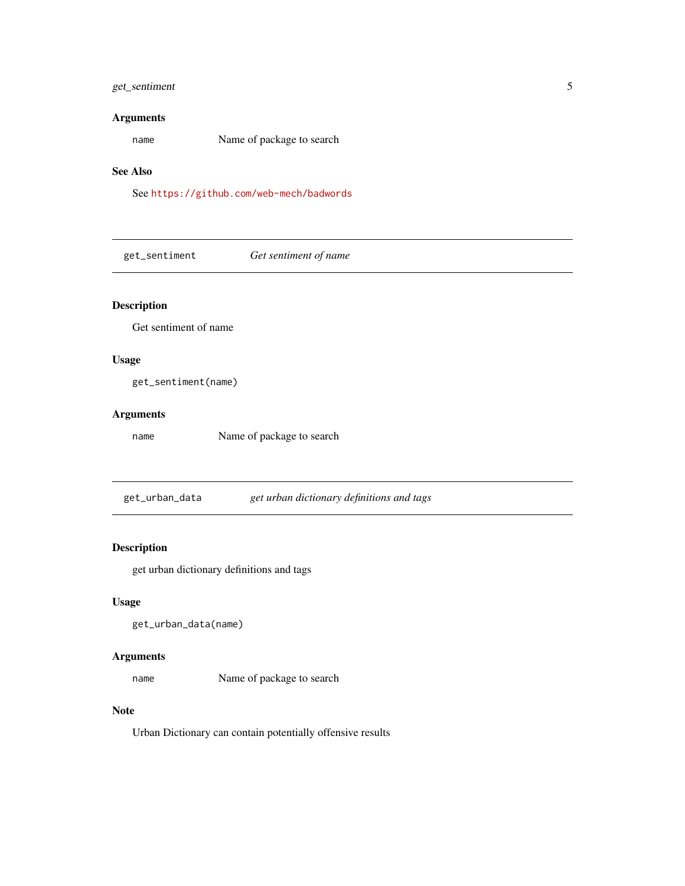### Arguments

`name` Name of package to search

### See Also

See https://github.com/web-mech/badwords

## get_sentiment — *Get sentiment of name*

### Description

Get sentiment of name

### Usage

```
get_sentiment(name)
```

### Arguments

`name` Name of package to search

## get_urban_data — *get urban dictionary definitions and tags*

### Description

get urban dictionary definitions and tags

### Usage

```
get_urban_data(name)
```

### Arguments

`name` Name of package to search

### Note

Urban Dictionary can contain potentially offensive results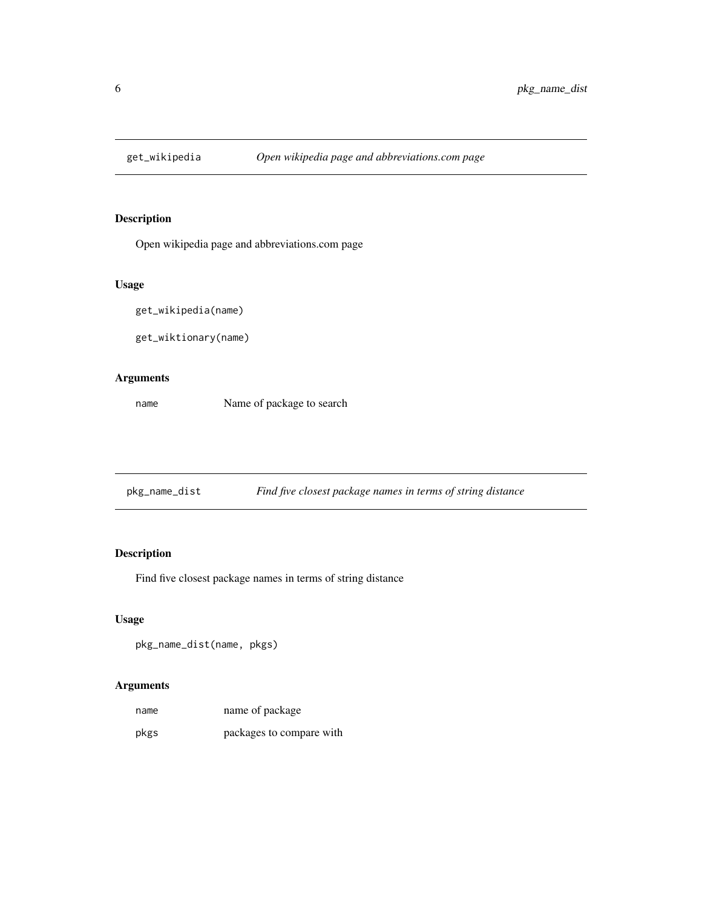## get_wikipedia — *Open wikipedia page and abbreviations.com page*

### Description

Open wikipedia page and abbreviations.com page

### Usage

```
get_wikipedia(name)

get_wiktionary(name)
```

### Arguments

| | |
|---|---|
| `name` | Name of package to search |

## pkg_name_dist — *Find five closest package names in terms of string distance*

### Description

Find five closest package names in terms of string distance

### Usage

```
pkg_name_dist(name, pkgs)
```

### Arguments

| | |
|---|---|
| `name` | name of package |
| `pkgs` | packages to compare with |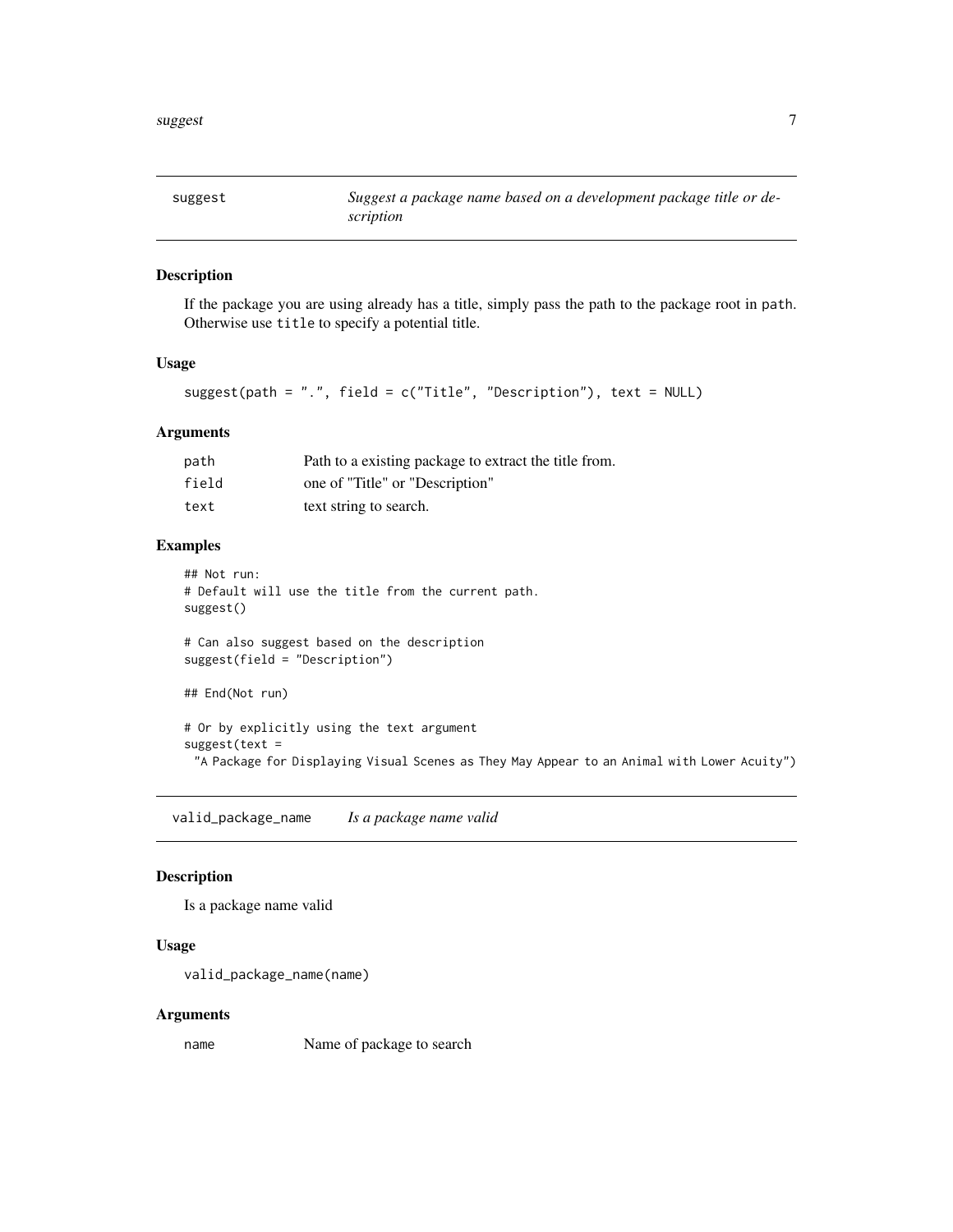## suggest — *Suggest a package name based on a development package title or description*

### Description

If the package you are using already has a title, simply pass the path to the package root in `path`. Otherwise use `title` to specify a potential title.

### Usage

```
suggest(path = ".", field = c("Title", "Description"), text = NULL)
```

### Arguments

| | |
|---|---|
| `path` | Path to a existing package to extract the title from. |
| `field` | one of "Title" or "Description" |
| `text` | text string to search. |

### Examples

```
## Not run:
# Default will use the title from the current path.
suggest()

# Can also suggest based on the description
suggest(field = "Description")

## End(Not run)

# Or by explicitly using the text argument
suggest(text =
  "A Package for Displaying Visual Scenes as They May Appear to an Animal with Lower Acuity")
```

## valid_package_name — *Is a package name valid*

### Description

Is a package name valid

### Usage

```
valid_package_name(name)
```

### Arguments

| | |
|---|---|
| `name` | Name of package to search |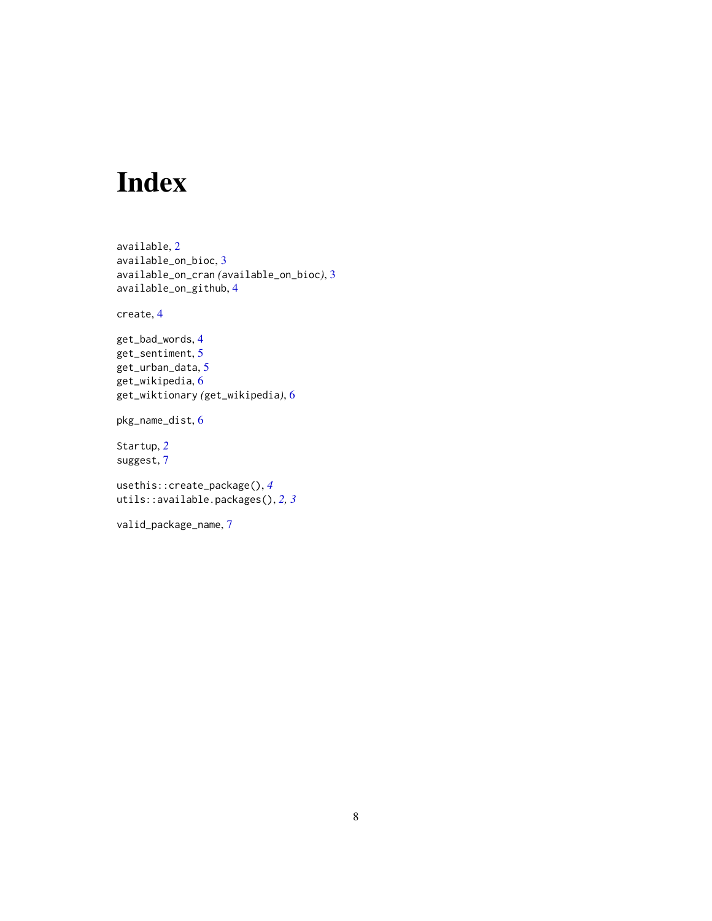# Index

available, 2
available_on_bioc, 3
available_on_cran *(*available_on_bioc*)*, 3
available_on_github, 4

create, 4

get_bad_words, 4
get_sentiment, 5
get_urban_data, 5
get_wikipedia, 6
get_wiktionary *(*get_wikipedia*)*, 6

pkg_name_dist, 6

Startup, *2*
suggest, 7

usethis::create_package(), *4*
utils::available.packages(), *2, 3*

valid_package_name, 7